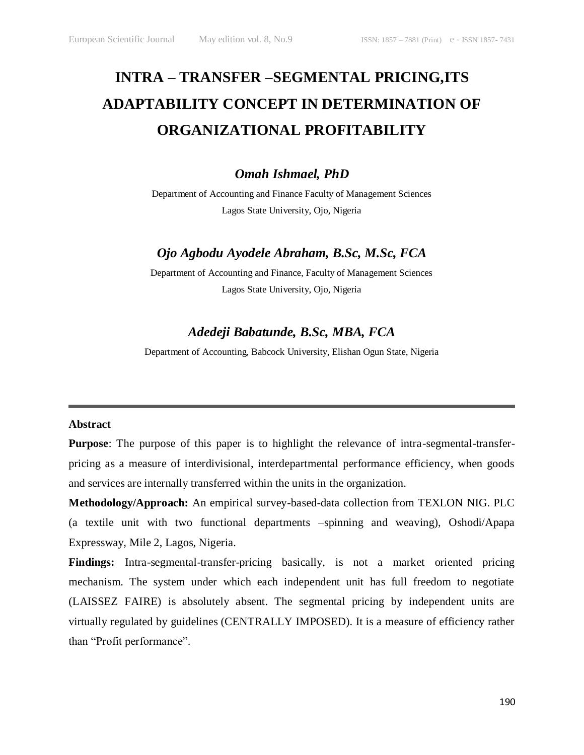# INTRA – TRANSFER –SEGMENTAL PRICING,ITS ADAPTABILITY CONCEPT IN DETERMINATION OF ORGANIZATIONAL PROFITABILITY

***Omah Ishmael, PhD***

Department of Accounting and Finance Faculty of Management Sciences
Lagos State University, Ojo, Nigeria

***Ojo Agbodu Ayodele Abraham, B.Sc, M.Sc, FCA***

Department of Accounting and Finance, Faculty of Management Sciences
Lagos State University, Ojo, Nigeria

***Adedeji Babatunde, B.Sc, MBA, FCA***

Department of Accounting, Babcock University, Elishan Ogun State, Nigeria

---

**Abstract**

**Purpose**: The purpose of this paper is to highlight the relevance of intra-segmental-transfer-pricing as a measure of interdivisional, interdepartmental performance efficiency, when goods and services are internally transferred within the units in the organization.

**Methodology/Approach:** An empirical survey-based-data collection from TEXLON NIG. PLC (a textile unit with two functional departments –spinning and weaving), Oshodi/Apapa Expressway, Mile 2, Lagos, Nigeria.

**Findings:** Intra-segmental-transfer-pricing basically, is not a market oriented pricing mechanism. The system under which each independent unit has full freedom to negotiate (LAISSEZ FAIRE) is absolutely absent. The segmental pricing by independent units are virtually regulated by guidelines (CENTRALLY IMPOSED). It is a measure of efficiency rather than "Profit performance".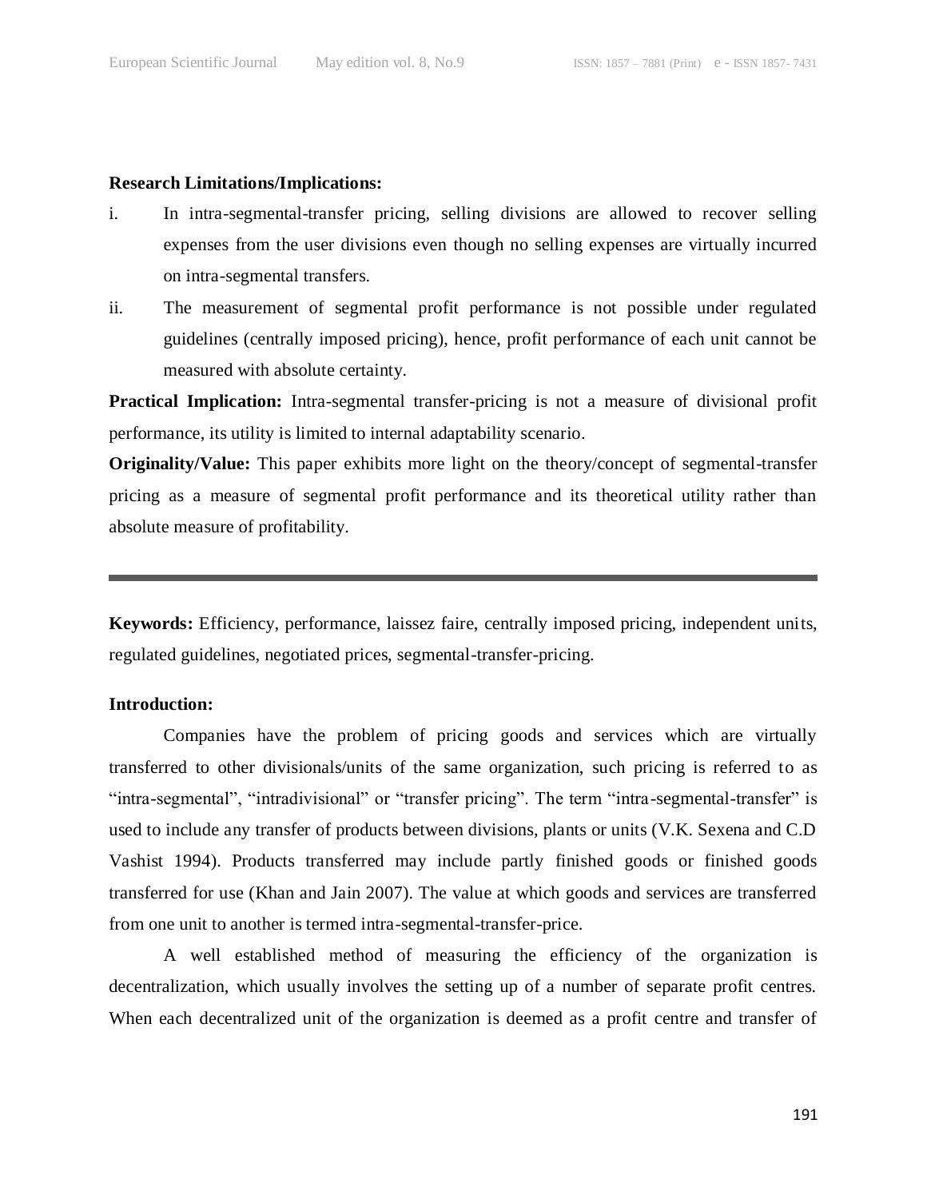**Research Limitations/Implications:**

i. In intra-segmental-transfer pricing, selling divisions are allowed to recover selling expenses from the user divisions even though no selling expenses are virtually incurred on intra-segmental transfers.

ii. The measurement of segmental profit performance is not possible under regulated guidelines (centrally imposed pricing), hence, profit performance of each unit cannot be measured with absolute certainty.

**Practical Implication:** Intra-segmental transfer-pricing is not a measure of divisional profit performance, its utility is limited to internal adaptability scenario.

**Originality/Value:** This paper exhibits more light on the theory/concept of segmental-transfer pricing as a measure of segmental profit performance and its theoretical utility rather than absolute measure of profitability.

---

**Keywords:** Efficiency, performance, laissez faire, centrally imposed pricing, independent units, regulated guidelines, negotiated prices, segmental-transfer-pricing.

**Introduction:**

Companies have the problem of pricing goods and services which are virtually transferred to other divisionals/units of the same organization, such pricing is referred to as "intra-segmental", "intradivisional" or "transfer pricing". The term "intra-segmental-transfer" is used to include any transfer of products between divisions, plants or units (V.K. Sexena and C.D Vashist 1994). Products transferred may include partly finished goods or finished goods transferred for use (Khan and Jain 2007). The value at which goods and services are transferred from one unit to another is termed intra-segmental-transfer-price.

A well established method of measuring the efficiency of the organization is decentralization, which usually involves the setting up of a number of separate profit centres. When each decentralized unit of the organization is deemed as a profit centre and transfer of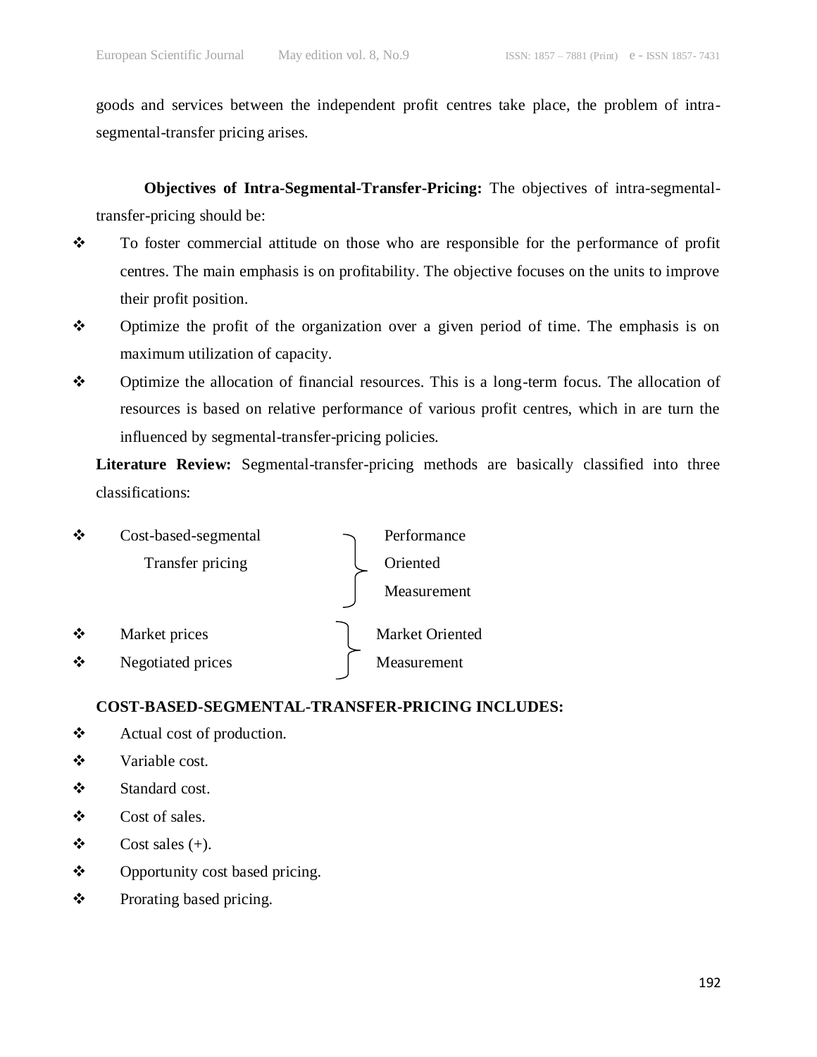goods and services between the independent profit centres take place, the problem of intra-segmental-transfer pricing arises.

**Objectives of Intra-Segmental-Transfer-Pricing:** The objectives of intra-segmental-transfer-pricing should be:

- To foster commercial attitude on those who are responsible for the performance of profit centres. The main emphasis is on profitability. The objective focuses on the units to improve their profit position.
- Optimize the profit of the organization over a given period of time. The emphasis is on maximum utilization of capacity.
- Optimize the allocation of financial resources. This is a long-term focus. The allocation of resources is based on relative performance of various profit centres, which in are turn the influenced by segmental-transfer-pricing policies.

**Literature Review:** Segmental-transfer-pricing methods are basically classified into three classifications:

- Cost-based-segmental Transfer pricing } Performance Oriented Measurement
- Market prices
- Negotiated prices } Market Oriented Measurement

**COST-BASED-SEGMENTAL-TRANSFER-PRICING INCLUDES:**

- Actual cost of production.
- Variable cost.
- Standard cost.
- Cost of sales.
- Cost sales (+).
- Opportunity cost based pricing.
- Prorating based pricing.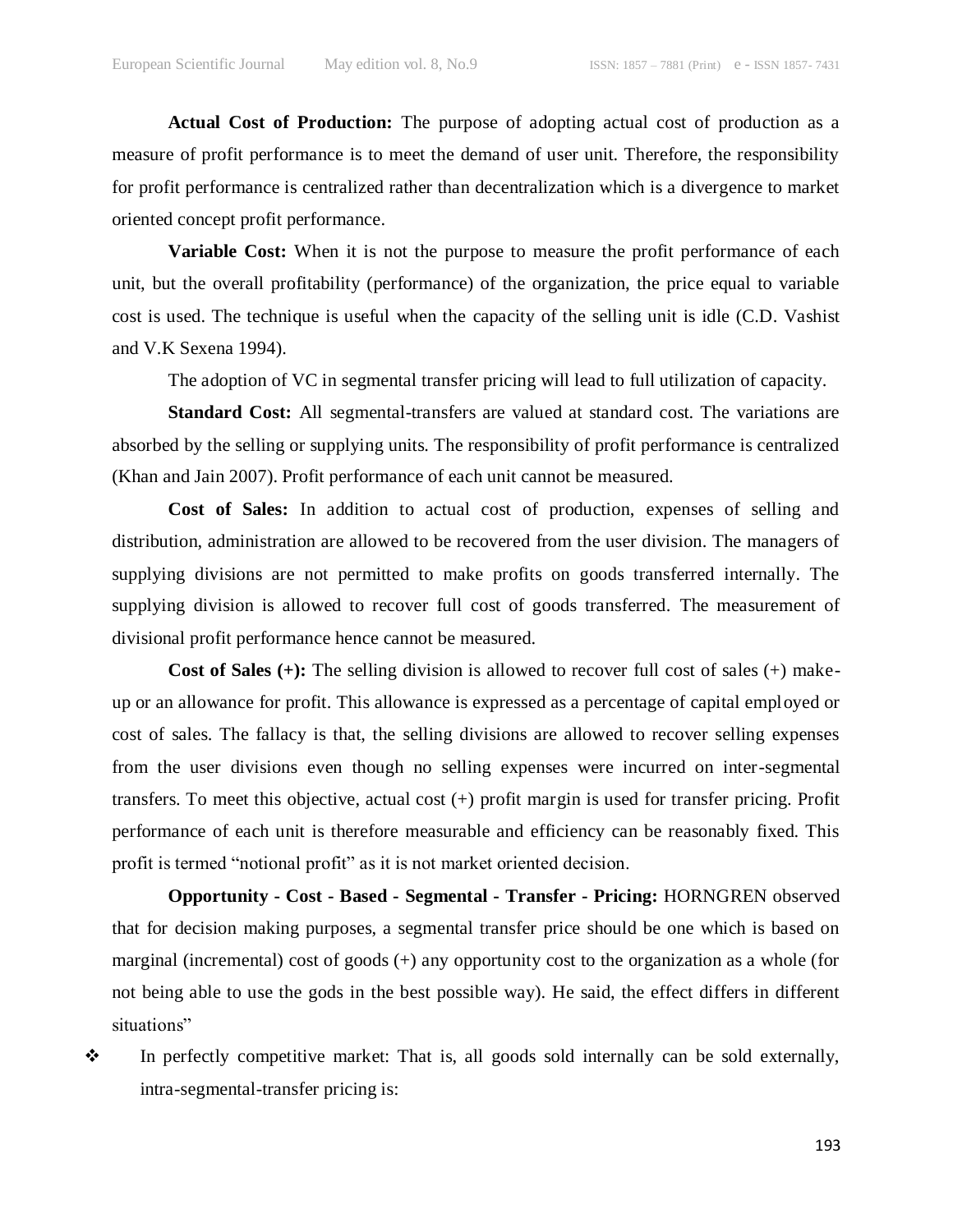**Actual Cost of Production:** The purpose of adopting actual cost of production as a measure of profit performance is to meet the demand of user unit. Therefore, the responsibility for profit performance is centralized rather than decentralization which is a divergence to market oriented concept profit performance.

**Variable Cost:** When it is not the purpose to measure the profit performance of each unit, but the overall profitability (performance) of the organization, the price equal to variable cost is used. The technique is useful when the capacity of the selling unit is idle (C.D. Vashist and V.K Sexena 1994).

The adoption of VC in segmental transfer pricing will lead to full utilization of capacity.

**Standard Cost:** All segmental-transfers are valued at standard cost. The variations are absorbed by the selling or supplying units. The responsibility of profit performance is centralized (Khan and Jain 2007). Profit performance of each unit cannot be measured.

**Cost of Sales:** In addition to actual cost of production, expenses of selling and distribution, administration are allowed to be recovered from the user division. The managers of supplying divisions are not permitted to make profits on goods transferred internally. The supplying division is allowed to recover full cost of goods transferred. The measurement of divisional profit performance hence cannot be measured.

**Cost of Sales (+):** The selling division is allowed to recover full cost of sales (+) make-up or an allowance for profit. This allowance is expressed as a percentage of capital employed or cost of sales. The fallacy is that, the selling divisions are allowed to recover selling expenses from the user divisions even though no selling expenses were incurred on inter-segmental transfers. To meet this objective, actual cost (+) profit margin is used for transfer pricing. Profit performance of each unit is therefore measurable and efficiency can be reasonably fixed. This profit is termed "notional profit" as it is not market oriented decision.

**Opportunity - Cost - Based - Segmental - Transfer - Pricing:** HORNGREN observed that for decision making purposes, a segmental transfer price should be one which is based on marginal (incremental) cost of goods (+) any opportunity cost to the organization as a whole (for not being able to use the gods in the best possible way). He said, the effect differs in different situations"

- In perfectly competitive market: That is, all goods sold internally can be sold externally, intra-segmental-transfer pricing is: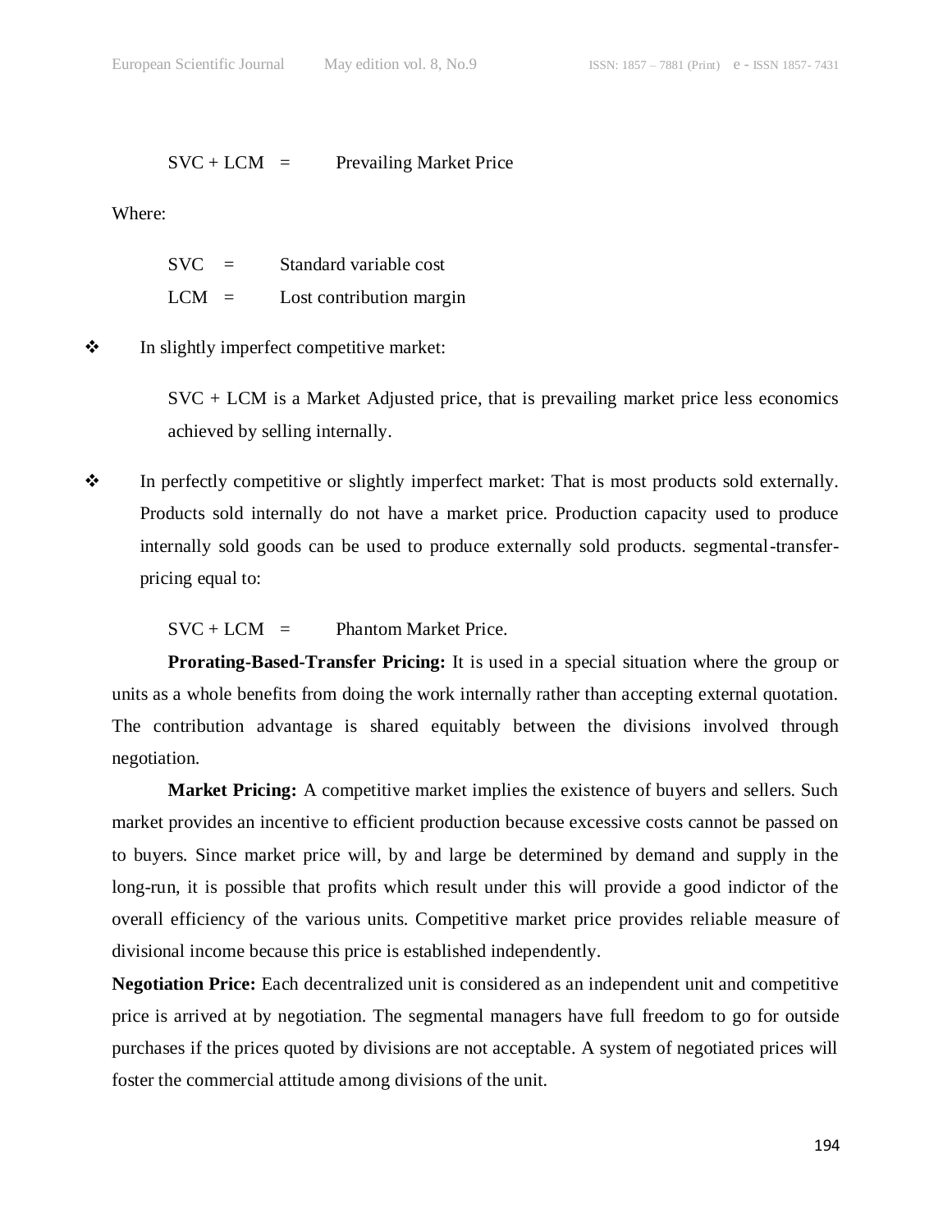SVC + LCM = Prevailing Market Price

Where:

SVC = Standard variable cost

LCM = Lost contribution margin

- In slightly imperfect competitive market:

  SVC + LCM is a Market Adjusted price, that is prevailing market price less economics achieved by selling internally.

- In perfectly competitive or slightly imperfect market: That is most products sold externally. Products sold internally do not have a market price. Production capacity used to produce internally sold goods can be used to produce externally sold products. segmental-transfer-pricing equal to:

  SVC + LCM = Phantom Market Price.

**Prorating-Based-Transfer Pricing:** It is used in a special situation where the group or units as a whole benefits from doing the work internally rather than accepting external quotation. The contribution advantage is shared equitably between the divisions involved through negotiation.

**Market Pricing:** A competitive market implies the existence of buyers and sellers. Such market provides an incentive to efficient production because excessive costs cannot be passed on to buyers. Since market price will, by and large be determined by demand and supply in the long-run, it is possible that profits which result under this will provide a good indictor of the overall efficiency of the various units. Competitive market price provides reliable measure of divisional income because this price is established independently.

**Negotiation Price:** Each decentralized unit is considered as an independent unit and competitive price is arrived at by negotiation. The segmental managers have full freedom to go for outside purchases if the prices quoted by divisions are not acceptable. A system of negotiated prices will foster the commercial attitude among divisions of the unit.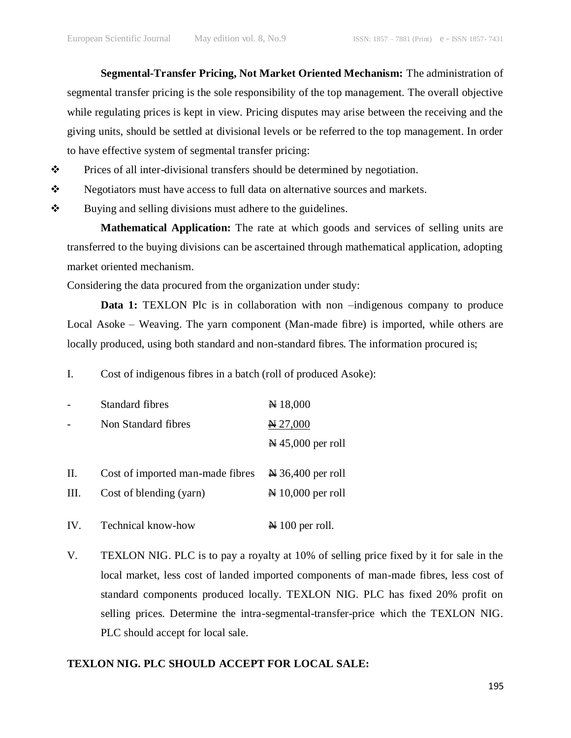**Segmental-Transfer Pricing, Not Market Oriented Mechanism:** The administration of segmental transfer pricing is the sole responsibility of the top management. The overall objective while regulating prices is kept in view. Pricing disputes may arise between the receiving and the giving units, should be settled at divisional levels or be referred to the top management. In order to have effective system of segmental transfer pricing:

- ❖ Prices of all inter-divisional transfers should be determined by negotiation.
- ❖ Negotiators must have access to full data on alternative sources and markets.
- ❖ Buying and selling divisions must adhere to the guidelines.

**Mathematical Application:** The rate at which goods and services of selling units are transferred to the buying divisions can be ascertained through mathematical application, adopting market oriented mechanism.

Considering the data procured from the organization under study:

**Data 1:** TEXLON Plc is in collaboration with non –indigenous company to produce Local Asoke – Weaving. The yarn component (Man-made fibre) is imported, while others are locally produced, using both standard and non-standard fibres. The information procured is;

I. Cost of indigenous fibres in a batch (roll of produced Asoke):

| | | |
|---|---|---|
| - | Standard fibres | ₦ 18,000 |
| - | Non Standard fibres | ₦ 27,000 |
| | | ₦ 45,000 per roll |

| | | |
|---|---|---|
| II. | Cost of imported man-made fibres | ₦ 36,400 per roll |
| III. | Cost of blending (yarn) | ₦ 10,000 per roll |
| IV. | Technical know-how | ₦ 100 per roll. |

V. TEXLON NIG. PLC is to pay a royalty at 10% of selling price fixed by it for sale in the local market, less cost of landed imported components of man-made fibres, less cost of standard components produced locally. TEXLON NIG. PLC has fixed 20% profit on selling prices. Determine the intra-segmental-transfer-price which the TEXLON NIG. PLC should accept for local sale.

**TEXLON NIG. PLC SHOULD ACCEPT FOR LOCAL SALE:**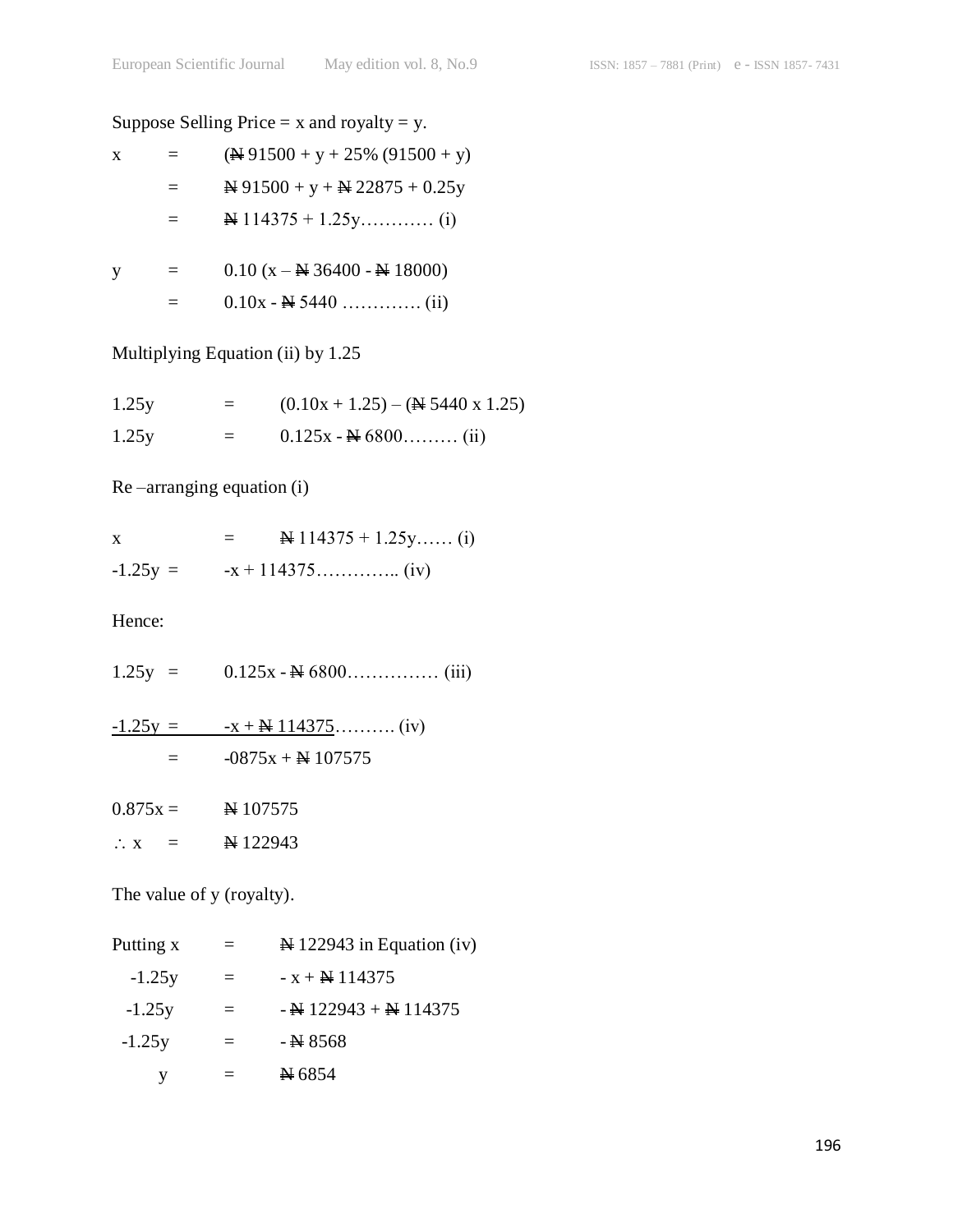Suppose Selling Price = x and royalty = y.

$$x = (₦\,91500 + y + 25\%\,(91500 + y)$$

$$= ₦\,91500 + y + ₦\,22875 + 0.25y$$

$$= ₦\,114375 + 1.25y \ldots\ldots\ldots\ldots \text{(i)}$$

$$y = 0.10\,(x - ₦\,36400 - ₦\,18000)$$

$$= 0.10x - ₦\,5440 \ldots\ldots\ldots\ldots\ldots \text{(ii)}$$

Multiplying Equation (ii) by 1.25

$$1.25y = (0.10x + 1.25) - (₦\,5440 \times 1.25)$$

$$1.25y = 0.125x - ₦\,6800 \ldots\ldots\ldots \text{(ii)}$$

Re –arranging equation (i)

$$x = ₦\,114375 + 1.25y \ldots\ldots \text{(i)}$$

$$-1.25y = -x + 114375 \ldots\ldots\ldots\ldots\ldots \text{(iv)}$$

Hence:

$$1.25y = 0.125x - ₦\,6800 \ldots\ldots\ldots\ldots\ldots \text{(iii)}$$

$$\underline{-1.25y = -x + ₦\,114375} \ldots\ldots\ldots\ldots \text{(iv)}$$

$$= -0875x + ₦\,107575$$

$$0.875x = ₦\,107575$$

$$\therefore x = ₦\,122943$$

The value of y (royalty).

$$\text{Putting } x = ₦\,122943 \text{ in Equation (iv)}$$

$$-1.25y = -x + ₦\,114375$$

$$-1.25y = -₦\,122943 + ₦\,114375$$

$$-1.25y = -₦\,8568$$

$$y = ₦\,6854$$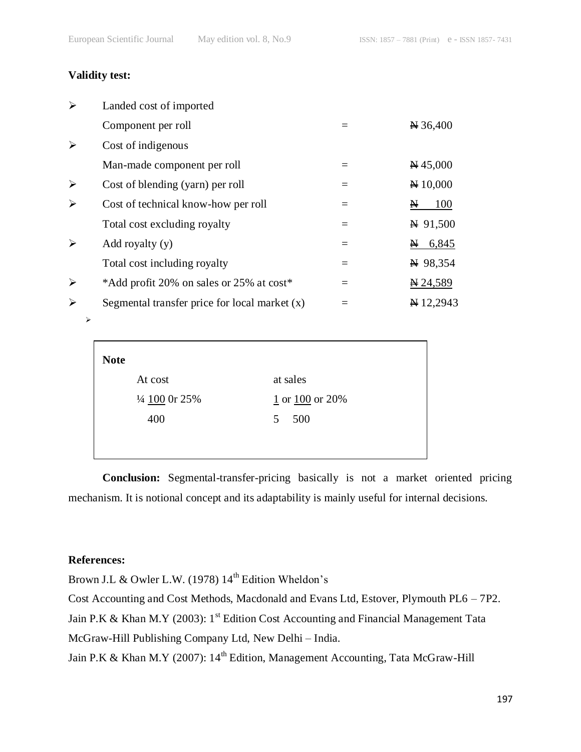**Validity test:**

| | | | |
|---|---|---|---|
| ➢ | Landed cost of imported Component per roll | = | ₦ 36,400 |
| ➢ | Cost of indigenous Man-made component per roll | = | ₦ 45,000 |
| ➢ | Cost of blending (yarn) per roll | = | ₦ 10,000 |
| ➢ | Cost of technical know-how per roll | = | ₦ 100 |
| | Total cost excluding royalty | = | ₦ 91,500 |
| ➢ | Add royalty (y) | = | ₦ 6,845 |
| | Total cost including royalty | = | ₦ 98,354 |
| ➢ | *Add profit 20% on sales or 25% at cost* | = | ₦ 24,589 |
| ➢ | Segmental transfer price for local market (x) | = | ₦ 12,2943 |

**Note**

| At cost | at sales |
|---|---|
| ¼ 100 0r 25% | 1 or 100 or 20% |
| 400 | 5 500 |

**Conclusion:** Segmental-transfer-pricing basically is not a market oriented pricing mechanism. It is notional concept and its adaptability is mainly useful for internal decisions.

**References:**

Brown J.L & Owler L.W. (1978) 14th Edition Wheldon's Cost Accounting and Cost Methods, Macdonald and Evans Ltd, Estover, Plymouth PL6 – 7P2.

Jain P.K & Khan M.Y (2003): 1st Edition Cost Accounting and Financial Management Tata McGraw-Hill Publishing Company Ltd, New Delhi – India.

Jain P.K & Khan M.Y (2007): 14th Edition, Management Accounting, Tata McGraw-Hill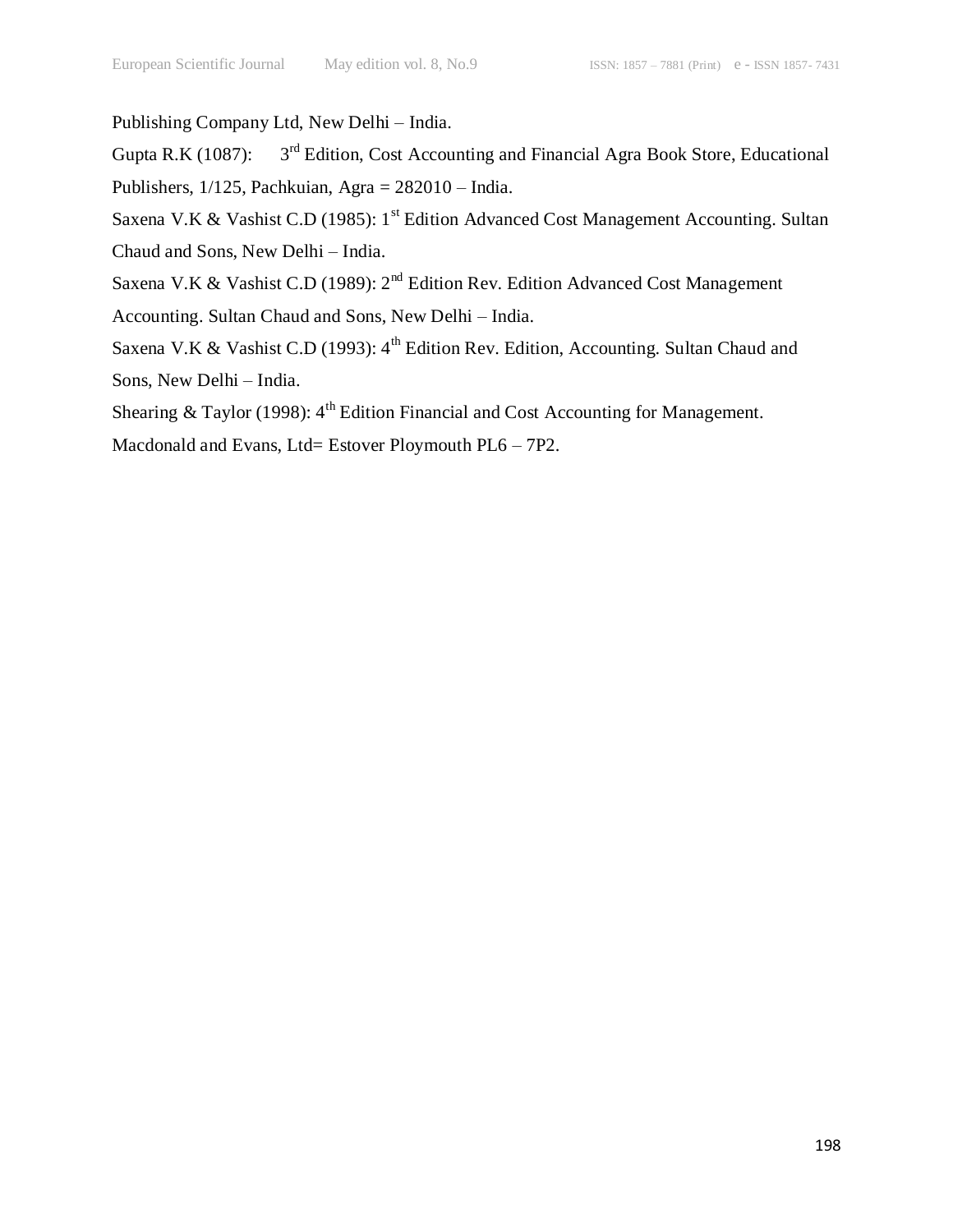Publishing Company Ltd, New Delhi – India.

Gupta R.K (1087): 3rd Edition, Cost Accounting and Financial Agra Book Store, Educational Publishers, 1/125, Pachkuian, Agra = 282010 – India.

Saxena V.K & Vashist C.D (1985): 1st Edition Advanced Cost Management Accounting. Sultan Chaud and Sons, New Delhi – India.

Saxena V.K & Vashist C.D (1989): 2nd Edition Rev. Edition Advanced Cost Management Accounting. Sultan Chaud and Sons, New Delhi – India.

Saxena V.K & Vashist C.D (1993): 4th Edition Rev. Edition, Accounting. Sultan Chaud and Sons, New Delhi – India.

Shearing & Taylor (1998): 4th Edition Financial and Cost Accounting for Management. Macdonald and Evans, Ltd= Estover Ploymouth PL6 – 7P2.